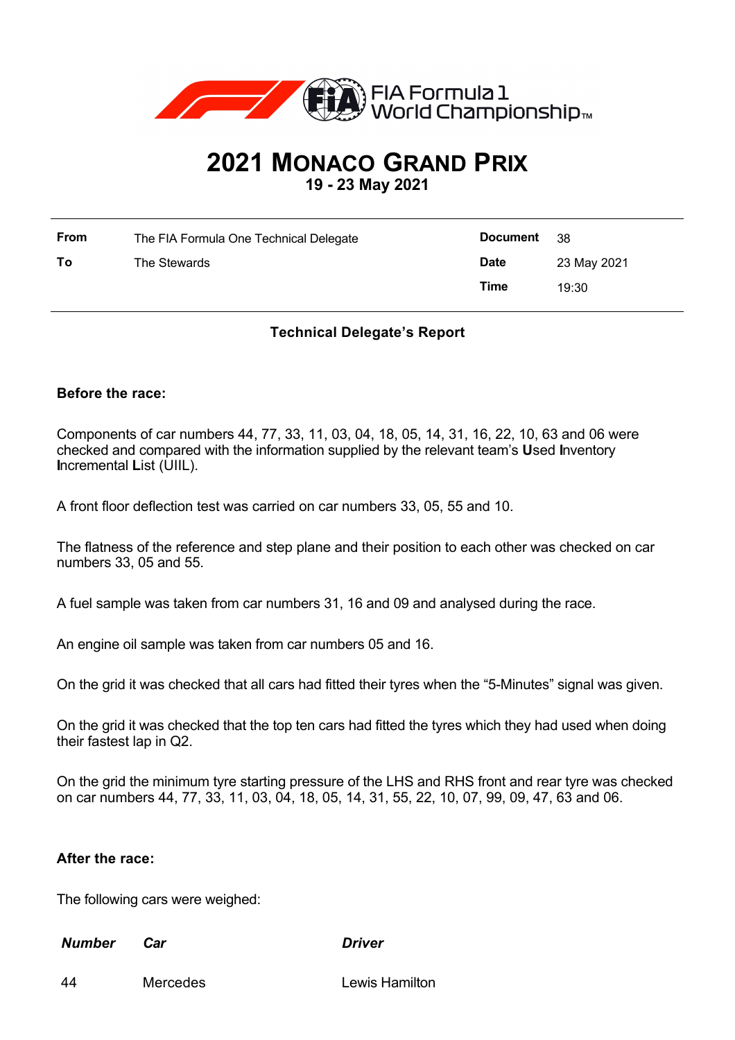FIA Formula 1 World Championship™

# 2021 MONACO GRAND PRIX

**19 - 23 May 2021**

| | | | |
|---|---|---|---|
| **From** | The FIA Formula One Technical Delegate | **Document** | 38 |
| **To** | The Stewards | **Date** | 23 May 2021 |
| | | **Time** | 19:30 |

**Technical Delegate's Report**

**Before the race:**

Components of car numbers 44, 77, 33, 11, 03, 04, 18, 05, 14, 31, 16, 22, 10, 63 and 06 were checked and compared with the information supplied by the relevant team's **U**sed **I**nventory **I**ncremental **L**ist (UIIL).

A front floor deflection test was carried on car numbers 33, 05, 55 and 10.

The flatness of the reference and step plane and their position to each other was checked on car numbers 33, 05 and 55.

A fuel sample was taken from car numbers 31, 16 and 09 and analysed during the race.

An engine oil sample was taken from car numbers 05 and 16.

On the grid it was checked that all cars had fitted their tyres when the "5-Minutes" signal was given.

On the grid it was checked that the top ten cars had fitted the tyres which they had used when doing their fastest lap in Q2.

On the grid the minimum tyre starting pressure of the LHS and RHS front and rear tyre was checked on car numbers 44, 77, 33, 11, 03, 04, 18, 05, 14, 31, 55, 22, 10, 07, 99, 09, 47, 63 and 06.

**After the race:**

The following cars were weighed:

| *Number* | *Car* | *Driver* |
|---|---|---|
| 44 | Mercedes | Lewis Hamilton |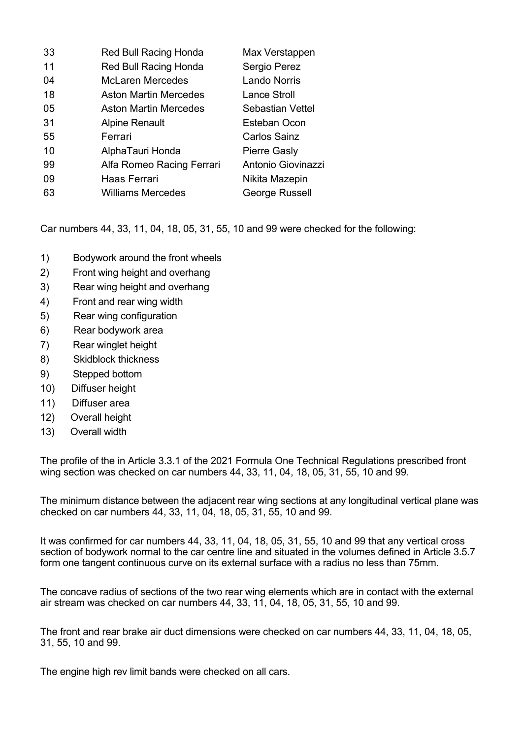| | | |
|---|---|---|
| 33 | Red Bull Racing Honda | Max Verstappen |
| 11 | Red Bull Racing Honda | Sergio Perez |
| 04 | McLaren Mercedes | Lando Norris |
| 18 | Aston Martin Mercedes | Lance Stroll |
| 05 | Aston Martin Mercedes | Sebastian Vettel |
| 31 | Alpine Renault | Esteban Ocon |
| 55 | Ferrari | Carlos Sainz |
| 10 | AlphaTauri Honda | Pierre Gasly |
| 99 | Alfa Romeo Racing Ferrari | Antonio Giovinazzi |
| 09 | Haas Ferrari | Nikita Mazepin |
| 63 | Williams Mercedes | George Russell |

Car numbers 44, 33, 11, 04, 18, 05, 31, 55, 10 and 99 were checked for the following:

1) Bodywork around the front wheels
2) Front wing height and overhang
3) Rear wing height and overhang
4) Front and rear wing width
5) Rear wing configuration
6) Rear bodywork area
7) Rear winglet height
8) Skidblock thickness
9) Stepped bottom
10) Diffuser height
11) Diffuser area
12) Overall height
13) Overall width

The profile of the in Article 3.3.1 of the 2021 Formula One Technical Regulations prescribed front wing section was checked on car numbers 44, 33, 11, 04, 18, 05, 31, 55, 10 and 99.

The minimum distance between the adjacent rear wing sections at any longitudinal vertical plane was checked on car numbers 44, 33, 11, 04, 18, 05, 31, 55, 10 and 99.

It was confirmed for car numbers 44, 33, 11, 04, 18, 05, 31, 55, 10 and 99 that any vertical cross section of bodywork normal to the car centre line and situated in the volumes defined in Article 3.5.7 form one tangent continuous curve on its external surface with a radius no less than 75mm.

The concave radius of sections of the two rear wing elements which are in contact with the external air stream was checked on car numbers 44, 33, 11, 04, 18, 05, 31, 55, 10 and 99.

The front and rear brake air duct dimensions were checked on car numbers 44, 33, 11, 04, 18, 05, 31, 55, 10 and 99.

The engine high rev limit bands were checked on all cars.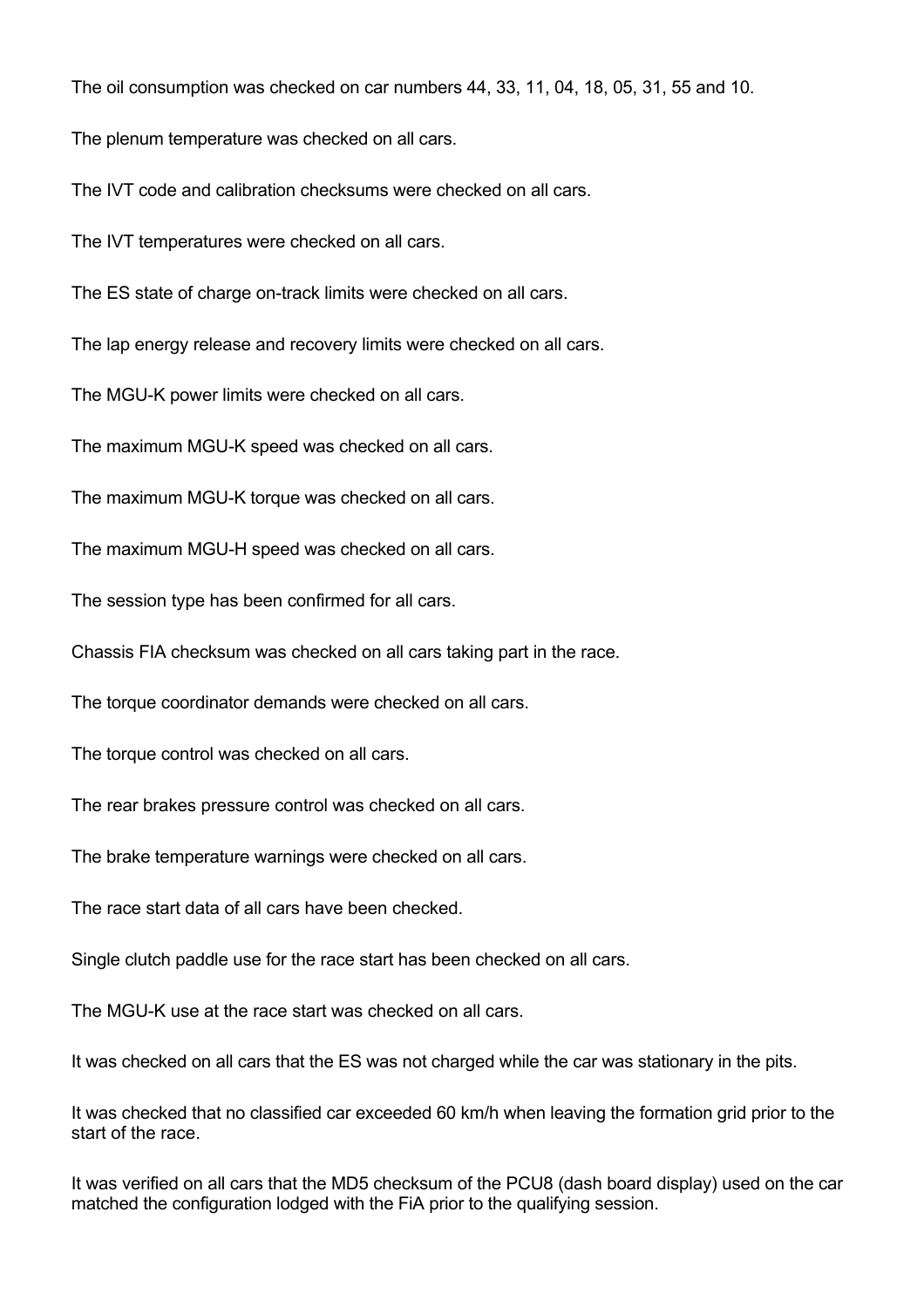The oil consumption was checked on car numbers 44, 33, 11, 04, 18, 05, 31, 55 and 10.

The plenum temperature was checked on all cars.

The IVT code and calibration checksums were checked on all cars.

The IVT temperatures were checked on all cars.

The ES state of charge on-track limits were checked on all cars.

The lap energy release and recovery limits were checked on all cars.

The MGU-K power limits were checked on all cars.

The maximum MGU-K speed was checked on all cars.

The maximum MGU-K torque was checked on all cars.

The maximum MGU-H speed was checked on all cars.

The session type has been confirmed for all cars.

Chassis FIA checksum was checked on all cars taking part in the race.

The torque coordinator demands were checked on all cars.

The torque control was checked on all cars.

The rear brakes pressure control was checked on all cars.

The brake temperature warnings were checked on all cars.

The race start data of all cars have been checked.

Single clutch paddle use for the race start has been checked on all cars.

The MGU-K use at the race start was checked on all cars.

It was checked on all cars that the ES was not charged while the car was stationary in the pits.

It was checked that no classified car exceeded 60 km/h when leaving the formation grid prior to the start of the race.

It was verified on all cars that the MD5 checksum of the PCU8 (dash board display) used on the car matched the configuration lodged with the FiA prior to the qualifying session.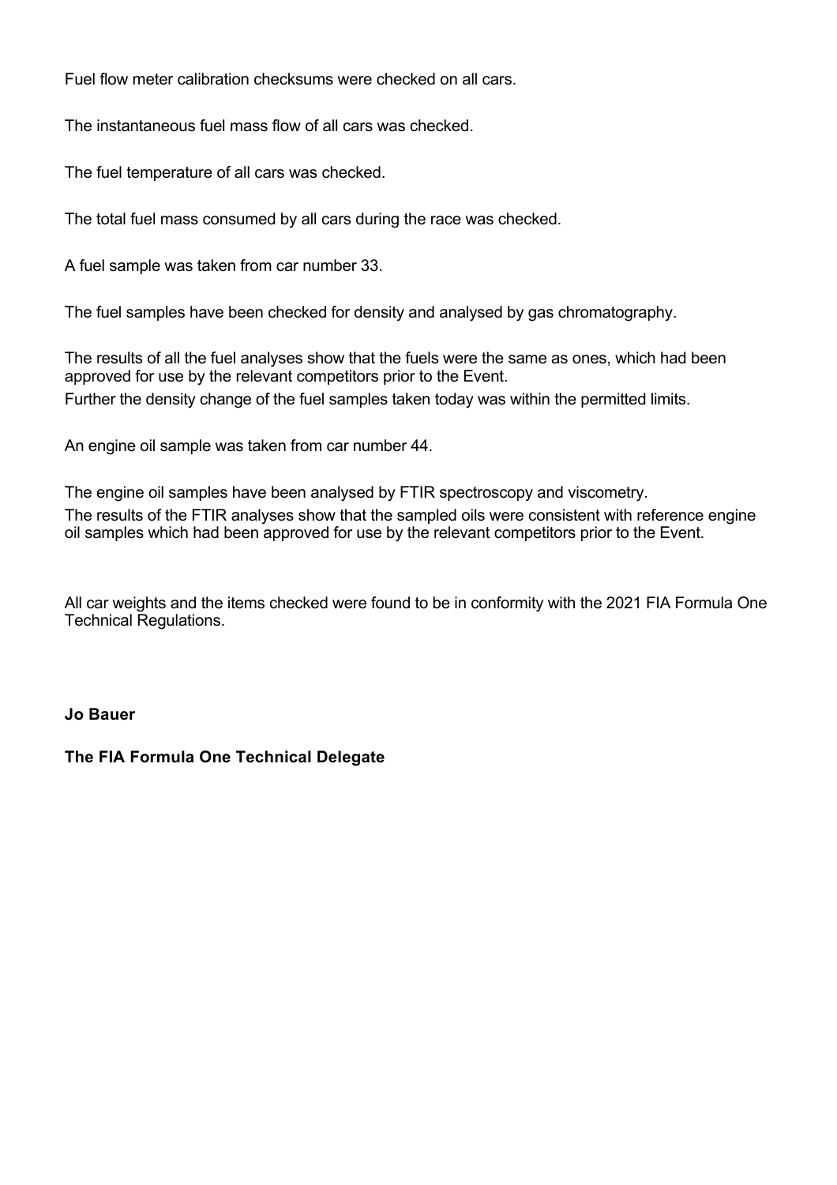Fuel flow meter calibration checksums were checked on all cars.

The instantaneous fuel mass flow of all cars was checked.

The fuel temperature of all cars was checked.

The total fuel mass consumed by all cars during the race was checked.

A fuel sample was taken from car number 33.

The fuel samples have been checked for density and analysed by gas chromatography.

The results of all the fuel analyses show that the fuels were the same as ones, which had been approved for use by the relevant competitors prior to the Event.
Further the density change of the fuel samples taken today was within the permitted limits.

An engine oil sample was taken from car number 44.

The engine oil samples have been analysed by FTIR spectroscopy and viscometry.
The results of the FTIR analyses show that the sampled oils were consistent with reference engine oil samples which had been approved for use by the relevant competitors prior to the Event.

All car weights and the items checked were found to be in conformity with the 2021 FIA Formula One Technical Regulations.

**Jo Bauer**

**The FIA Formula One Technical Delegate**